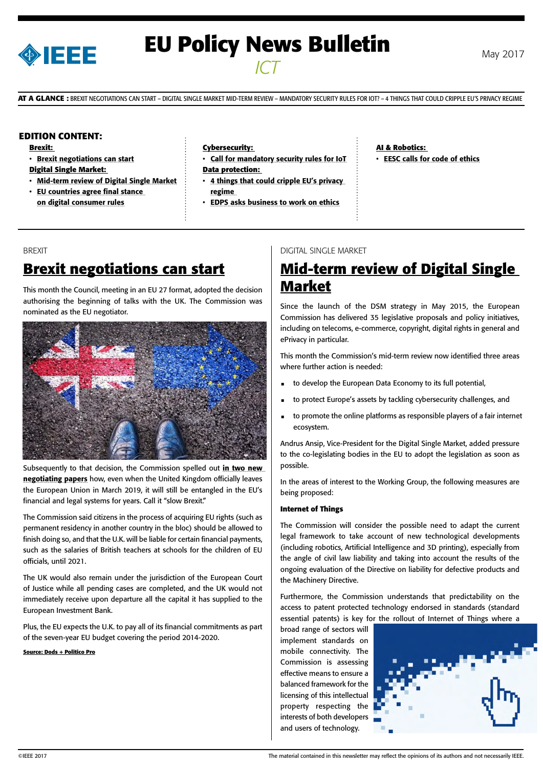# EU Policy News Bulletin

*ICT*

May 2017

**AT A GLANCE :** BREXIT NEGOTIATIONS CAN START – DIGITAL SINGLE MARKET MID-TERM REVIEW – MANDATORY SECURITY RULES FOR IOT? – 4 THINGS THAT COULD CRIPPLE EU'S PRIVACY REGIME

**EDITION CONTENT:**

**Brexit:**
- **Brexit negotiations can start**

**Digital Single Market:**
- **Mid-term review of Digital Single Market**
- **EU countries agree final stance on digital consumer rules**

**Cybersecurity:**
- **Call for mandatory security rules for IoT**

**Data protection:**
- **4 things that could cripple EU's privacy regime**
- **EDPS asks business to work on ethics**

**AI & Robotics:**
- **EESC calls for code of ethics**

BREXIT

## Brexit negotiations can start

This month the Council, meeting in an EU 27 format, adopted the decision authorising the beginning of talks with the UK. The Commission was nominated as the EU negotiator.

Subsequently to that decision, the Commission spelled out **in two new negotiating papers** how, even when the United Kingdom officially leaves the European Union in March 2019, it will still be entangled in the EU's financial and legal systems for years. Call it "slow Brexit."

The Commission said citizens in the process of acquiring EU rights (such as permanent residency in another country in the bloc) should be allowed to finish doing so, and that the U.K. will be liable for certain financial payments, such as the salaries of British teachers at schools for the children of EU officials, until 2021.

The UK would also remain under the jurisdiction of the European Court of Justice while all pending cases are completed, and the UK would not immediately receive upon departure all the capital it has supplied to the European Investment Bank.

Plus, the EU expects the U.K. to pay all of its financial commitments as part of the seven-year EU budget covering the period 2014-2020.

**Source: Dods + Politico Pro**

DIGITAL SINGLE MARKET

## Mid-term review of Digital Single Market

Since the launch of the DSM strategy in May 2015, the European Commission has delivered 35 legislative proposals and policy initiatives, including on telecoms, e-commerce, copyright, digital rights in general and ePrivacy in particular.

This month the Commission's mid-term review now identified three areas where further action is needed:

- to develop the European Data Economy to its full potential,
- to protect Europe's assets by tackling cybersecurity challenges, and
- to promote the online platforms as responsible players of a fair internet ecosystem.

Andrus Ansip, Vice-President for the Digital Single Market, added pressure to the co-legislating bodies in the EU to adopt the legislation as soon as possible.

In the areas of interest to the Working Group, the following measures are being proposed:

**Internet of Things**

The Commission will consider the possible need to adapt the current legal framework to take account of new technological developments (including robotics, Artificial Intelligence and 3D printing), especially from the angle of civil law liability and taking into account the results of the ongoing evaluation of the Directive on liability for defective products and the Machinery Directive.

Furthermore, the Commission understands that predictability on the access to patent protected technology endorsed in standards (standard essential patents) is key for the rollout of Internet of Things where a broad range of sectors will implement standards on mobile connectivity. The Commission is assessing effective means to ensure a balanced framework for the licensing of this intellectual property respecting the interests of both developers and users of technology.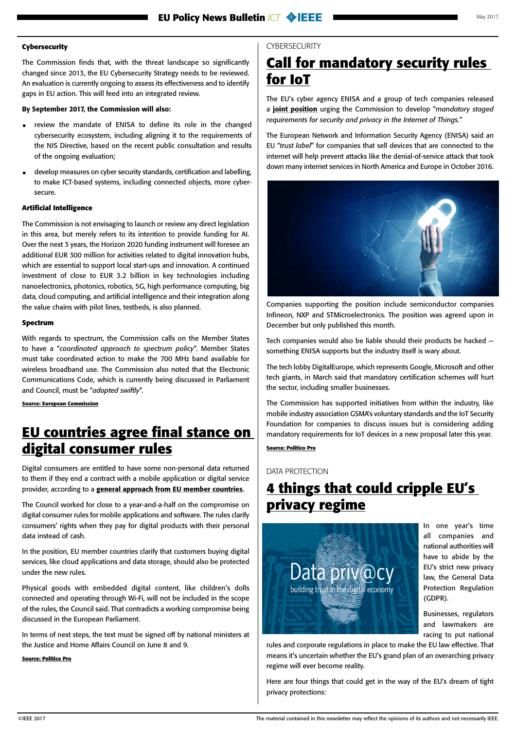### Cybersecurity

The Commission finds that, with the threat landscape so significantly changed since 2013, the EU Cybersecurity Strategy needs to be reviewed. An evaluation is currently ongoing to assess its effectiveness and to identify gaps in EU action. This will feed into an integrated review.

**By September 2017, the Commission will also:**

- review the mandate of ENISA to define its role in the changed cybersecurity ecosystem, including aligning it to the requirements of the NIS Directive, based on the recent public consultation and results of the ongoing evaluation;
- develop measures on cyber security standards, certification and labelling, to make ICT-based systems, including connected objects, more cyber-secure.

### Artificial Intelligence

The Commission is not envisaging to launch or review any direct legislation in this area, but merely refers to its intention to provide funding for AI. Over the next 3 years, the Horizon 2020 funding instrument will foresee an additional EUR 300 million for activities related to digital innovation hubs, which are essential to support local start-ups and innovation. A continued investment of close to EUR 3.2 billion in key technologies including nanoelectronics, photonics, robotics, 5G, high performance computing, big data, cloud computing, and artificial intelligence and their integration along the value chains with pilot lines, testbeds, is also planned.

### Spectrum

With regards to spectrum, the Commission calls on the Member States to have a "*coordinated approach to spectrum policy*". Member States must take coordinated action to make the 700 MHz band available for wireless broadband use. The Commission also noted that the Electronic Communications Code, which is currently being discussed in Parliament and Council, must be "*adopted swiftly*".

**Source: European Commission**

# EU countries agree final stance on digital consumer rules

Digital consumers are entitled to have some non-personal data returned to them if they end a contract with a mobile application or digital service provider, according to a **general approach from EU member countries**.

The Council worked for close to a year-and-a-half on the compromise on digital consumer rules for mobile applications and software. The rules clarify consumers' rights when they pay for digital products with their personal data instead of cash.

In the position, EU member countries clarify that customers buying digital services, like cloud applications and data storage, should also be protected under the new rules.

Physical goods with embedded digital content, like children's dolls connected and operating through Wi-Fi, will not be included in the scope of the rules, the Council said. That contradicts a working compromise being discussed in the European Parliament.

In terms of next steps, the text must be signed off by national ministers at the Justice and Home Affairs Council on June 8 and 9.

**Source: Politico Pro**

CYBERSECURITY

# Call for mandatory security rules for IoT

The EU's cyber agency ENISA and a group of tech companies released a **joint position** urging the Commission to develop "*mandatory staged requirements for security and privacy in the Internet of Things.*"

The European Network and Information Security Agency (ENISA) said an EU "*trust label*" for companies that sell devices that are connected to the internet will help prevent attacks like the denial-of-service attack that took down many internet services in North America and Europe in October 2016.

Companies supporting the position include semiconductor companies Infineon, NXP and STMicroelectronics. The position was agreed upon in December but only published this month.

Tech companies would also be liable should their products be hacked — something ENISA supports but the industry itself is wary about.

The tech lobby DigitalEurope, which represents Google, Microsoft and other tech giants, in March said that mandatory certification schemes will hurt the sector, including smaller businesses.

The Commission has supported initiatives from within the industry, like mobile industry association GSMA's voluntary standards and the IoT Security Foundation for companies to discuss issues but is considering adding mandatory requirements for IoT devices in a new proposal later this year.

**Source: Politico Pro**

DATA PROTECTION

# 4 things that could cripple EU's privacy regime

In one year's time all companies and national authorities will have to abide by the EU's strict new privacy law, the General Data Protection Regulation (GDPR).

Businesses, regulators and lawmakers are racing to put national rules and corporate regulations in place to make the EU law effective. That means it's uncertain whether the EU's grand plan of an overarching privacy regime will ever become reality.

Here are four things that could get in the way of the EU's dream of tight privacy protections: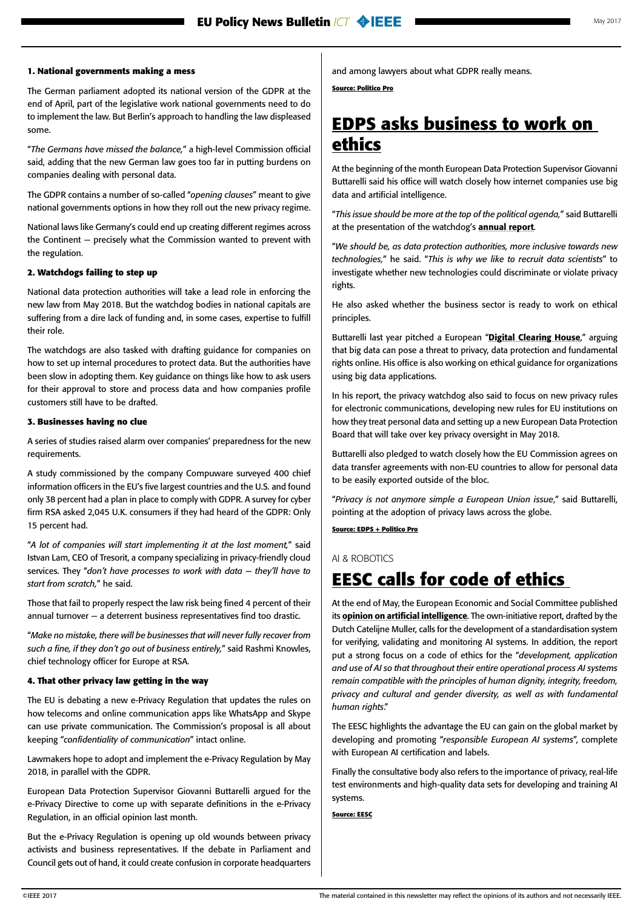#### 1. National governments making a mess

The German parliament adopted its national version of the GDPR at the end of April, part of the legislative work national governments need to do to implement the law. But Berlin's approach to handling the law displeased some.

"*The Germans have missed the balance,*" a high-level Commission official said, adding that the new German law goes too far in putting burdens on companies dealing with personal data.

The GDPR contains a number of so-called "*opening clauses*" meant to give national governments options in how they roll out the new privacy regime.

National laws like Germany's could end up creating different regimes across the Continent — precisely what the Commission wanted to prevent with the regulation.

#### 2. Watchdogs failing to step up

National data protection authorities will take a lead role in enforcing the new law from May 2018. But the watchdog bodies in national capitals are suffering from a dire lack of funding and, in some cases, expertise to fulfill their role.

The watchdogs are also tasked with drafting guidance for companies on how to set up internal procedures to protect data. But the authorities have been slow in adopting them. Key guidance on things like how to ask users for their approval to store and process data and how companies profile customers still have to be drafted.

#### 3. Businesses having no clue

A series of studies raised alarm over companies' preparedness for the new requirements.

A study commissioned by the company Compuware surveyed 400 chief information officers in the EU's five largest countries and the U.S. and found only 38 percent had a plan in place to comply with GDPR. A survey for cyber firm RSA asked 2,045 U.K. consumers if they had heard of the GDPR: Only 15 percent had.

"*A lot of companies will start implementing it at the last moment,*" said Istvan Lam, CEO of Tresorit, a company specializing in privacy-friendly cloud services. They "*don't have processes to work with data — they'll have to start from scratch,*" he said.

Those that fail to properly respect the law risk being fined 4 percent of their annual turnover — a deterrent business representatives find too drastic.

"*Make no mistake, there will be businesses that will never fully recover from such a fine, if they don't go out of business entirely,*" said Rashmi Knowles, chief technology officer for Europe at RSA.

#### 4. That other privacy law getting in the way

The EU is debating a new e-Privacy Regulation that updates the rules on how telecoms and online communication apps like WhatsApp and Skype can use private communication. The Commission's proposal is all about keeping "*confidentiality of communication*" intact online.

Lawmakers hope to adopt and implement the e-Privacy Regulation by May 2018, in parallel with the GDPR.

European Data Protection Supervisor Giovanni Buttarelli argued for the e-Privacy Directive to come up with separate definitions in the e-Privacy Regulation, in an official opinion last month.

But the e-Privacy Regulation is opening up old wounds between privacy activists and business representatives. If the debate in Parliament and Council gets out of hand, it could create confusion in corporate headquarters and among lawyers about what GDPR really means.

**Source: Politico Pro**

## EDPS asks business to work on ethics

At the beginning of the month European Data Protection Supervisor Giovanni Buttarelli said his office will watch closely how internet companies use big data and artificial intelligence.

"*This issue should be more at the top of the political agenda,*" said Buttarelli at the presentation of the watchdog's **annual report**.

"*We should be, as data protection authorities, more inclusive towards new technologies,*" he said. "*This is why we like to recruit data scientists*" to investigate whether new technologies could discriminate or violate privacy rights.

He also asked whether the business sector is ready to work on ethical principles.

Buttarelli last year pitched a European "**Digital Clearing House**," arguing that big data can pose a threat to privacy, data protection and fundamental rights online. His office is also working on ethical guidance for organizations using big data applications.

In his report, the privacy watchdog also said to focus on new privacy rules for electronic communications, developing new rules for EU institutions on how they treat personal data and setting up a new European Data Protection Board that will take over key privacy oversight in May 2018.

Buttarelli also pledged to watch closely how the EU Commission agrees on data transfer agreements with non-EU countries to allow for personal data to be easily exported outside of the bloc.

"*Privacy is not anymore simple a European Union issue*," said Buttarelli, pointing at the adoption of privacy laws across the globe.

**Source: EDPS + Politico Pro**

AI & ROBOTICS

## EESC calls for code of ethics

At the end of May, the European Economic and Social Committee published its **opinion on artificial intelligence**. The own-initiative report, drafted by the Dutch Catelijne Muller, calls for the development of a standardisation system for verifying, validating and monitoring AI systems. In addition, the report put a strong focus on a code of ethics for the "*development, application and use of AI so that throughout their entire operational process AI systems remain compatible with the principles of human dignity, integrity, freedom, privacy and cultural and gender diversity, as well as with fundamental human rights*."

The EESC highlights the advantage the EU can gain on the global market by developing and promoting "*responsible European AI systems*", complete with European AI certification and labels.

Finally the consultative body also refers to the importance of privacy, real-life test environments and high-quality data sets for developing and training AI systems.

**Source: EESC**